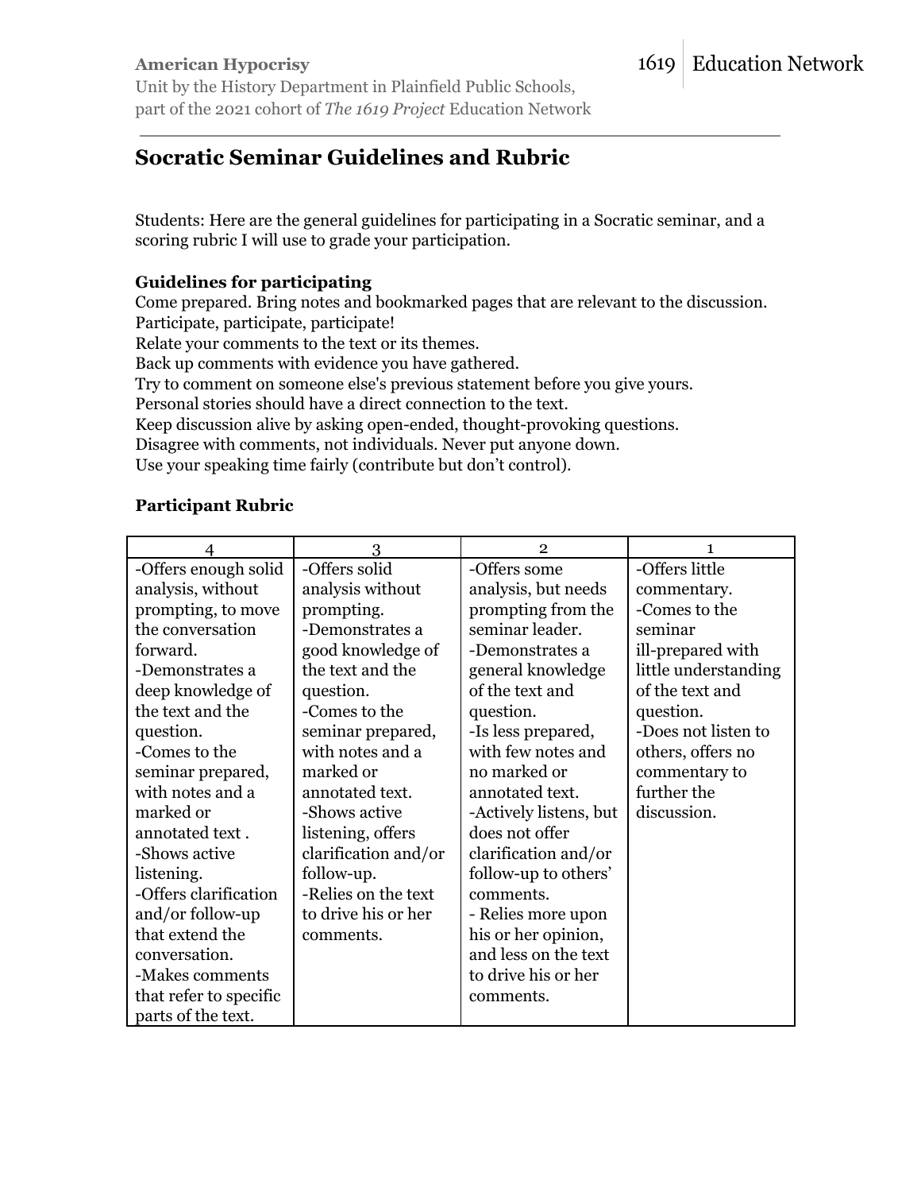**American Hypocrisy**
Unit by the History Department in Plainfield Public Schools, part of the 2021 cohort of *The 1619 Project* Education Network

1619 | Education Network

## Socratic Seminar Guidelines and Rubric

Students: Here are the general guidelines for participating in a Socratic seminar, and a scoring rubric I will use to grade your participation.

**Guidelines for participating**

Come prepared. Bring notes and bookmarked pages that are relevant to the discussion.
Participate, participate, participate!
Relate your comments to the text or its themes.
Back up comments with evidence you have gathered.
Try to comment on someone else's previous statement before you give yours.
Personal stories should have a direct connection to the text.
Keep discussion alive by asking open-ended, thought-provoking questions.
Disagree with comments, not individuals. Never put anyone down.
Use your speaking time fairly (contribute but don't control).

**Participant Rubric**

| 4 | 3 | 2 | 1 |
|---|---|---|---|
| -Offers enough solid analysis, without prompting, to move the conversation forward.<br>-Demonstrates a deep knowledge of the text and the question.<br>-Comes to the seminar prepared, with notes and a marked or annotated text .<br>-Shows active listening.<br>-Offers clarification and/or follow-up that extend the conversation.<br>-Makes comments that refer to specific parts of the text. | -Offers solid analysis without prompting.<br>-Demonstrates a good knowledge of the text and the question.<br>-Comes to the seminar prepared, with notes and a marked or annotated text.<br>-Shows active listening, offers clarification and/or follow-up.<br>-Relies on the text to drive his or her comments. | -Offers some analysis, but needs prompting from the seminar leader.<br>-Demonstrates a general knowledge of the text and question.<br>-Is less prepared, with few notes and no marked or annotated text.<br>-Actively listens, but does not offer clarification and/or follow-up to others' comments.<br>- Relies more upon his or her opinion, and less on the text to drive his or her comments. | -Offers little commentary.<br>-Comes to the seminar ill-prepared with little understanding of the text and question.<br>-Does not listen to others, offers no commentary to further the discussion. |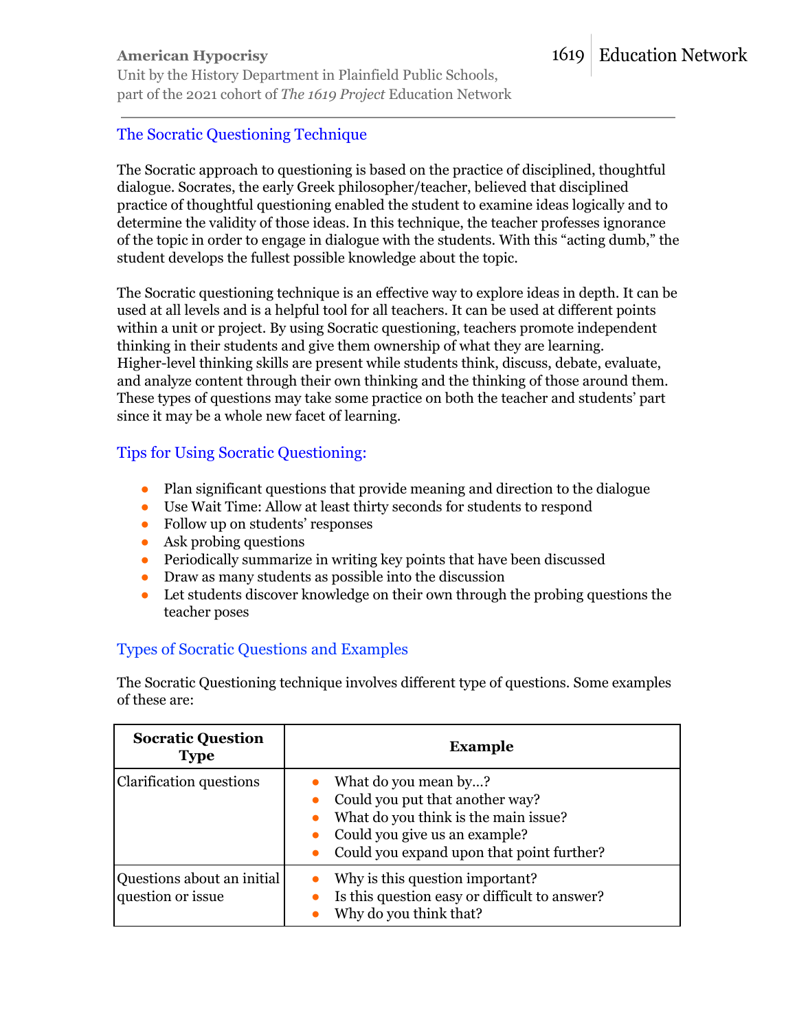## The Socratic Questioning Technique

The Socratic approach to questioning is based on the practice of disciplined, thoughtful dialogue. Socrates, the early Greek philosopher/teacher, believed that disciplined practice of thoughtful questioning enabled the student to examine ideas logically and to determine the validity of those ideas. In this technique, the teacher professes ignorance of the topic in order to engage in dialogue with the students. With this "acting dumb," the student develops the fullest possible knowledge about the topic.

The Socratic questioning technique is an effective way to explore ideas in depth. It can be used at all levels and is a helpful tool for all teachers. It can be used at different points within a unit or project. By using Socratic questioning, teachers promote independent thinking in their students and give them ownership of what they are learning. Higher-level thinking skills are present while students think, discuss, debate, evaluate, and analyze content through their own thinking and the thinking of those around them. These types of questions may take some practice on both the teacher and students' part since it may be a whole new facet of learning.

## Tips for Using Socratic Questioning:

- Plan significant questions that provide meaning and direction to the dialogue
- Use Wait Time: Allow at least thirty seconds for students to respond
- Follow up on students' responses
- Ask probing questions
- Periodically summarize in writing key points that have been discussed
- Draw as many students as possible into the discussion
- Let students discover knowledge on their own through the probing questions the teacher poses

## Types of Socratic Questions and Examples

The Socratic Questioning technique involves different type of questions. Some examples of these are:

| **Socratic Question Type** | **Example** |
|---|---|
| Clarification questions | • What do you mean by…?<br>• Could you put that another way?<br>• What do you think is the main issue?<br>• Could you give us an example?<br>• Could you expand upon that point further? |
| Questions about an initial question or issue | • Why is this question important?<br>• Is this question easy or difficult to answer?<br>• Why do you think that? |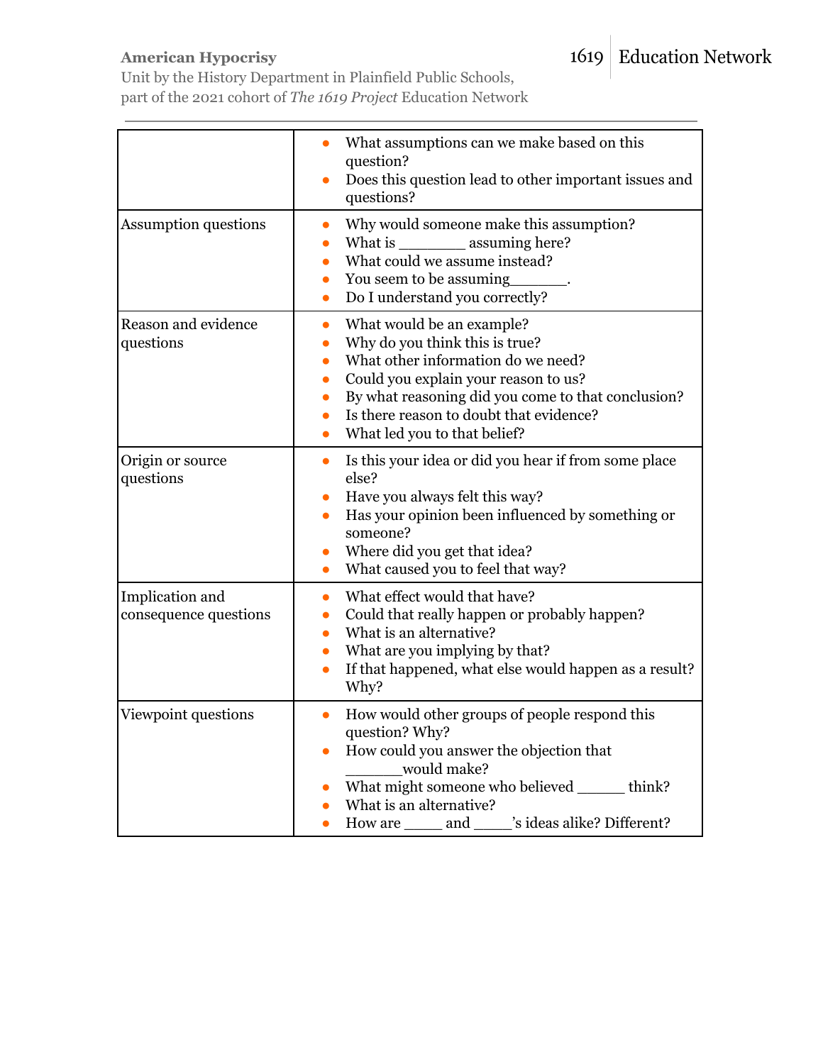| | |
|---|---|
| | • What assumptions can we make based on this question?<br>• Does this question lead to other important issues and questions? |
| Assumption questions | • Why would someone make this assumption?<br>• What is ________ assuming here?<br>• What could we assume instead?<br>• You seem to be assuming_______.<br>• Do I understand you correctly? |
| Reason and evidence questions | • What would be an example?<br>• Why do you think this is true?<br>• What other information do we need?<br>• Could you explain your reason to us?<br>• By what reasoning did you come to that conclusion?<br>• Is there reason to doubt that evidence?<br>• What led you to that belief? |
| Origin or source questions | • Is this your idea or did you hear if from some place else?<br>• Have you always felt this way?<br>• Has your opinion been influenced by something or someone?<br>• Where did you get that idea?<br>• What caused you to feel that way? |
| Implication and consequence questions | • What effect would that have?<br>• Could that really happen or probably happen?<br>• What is an alternative?<br>• What are you implying by that?<br>• If that happened, what else would happen as a result? Why? |
| Viewpoint questions | • How would other groups of people respond this question? Why?<br>• How could you answer the objection that _______would make?<br>• What might someone who believed ______ think?<br>• What is an alternative?<br>• How are _____ and _____'s ideas alike? Different? |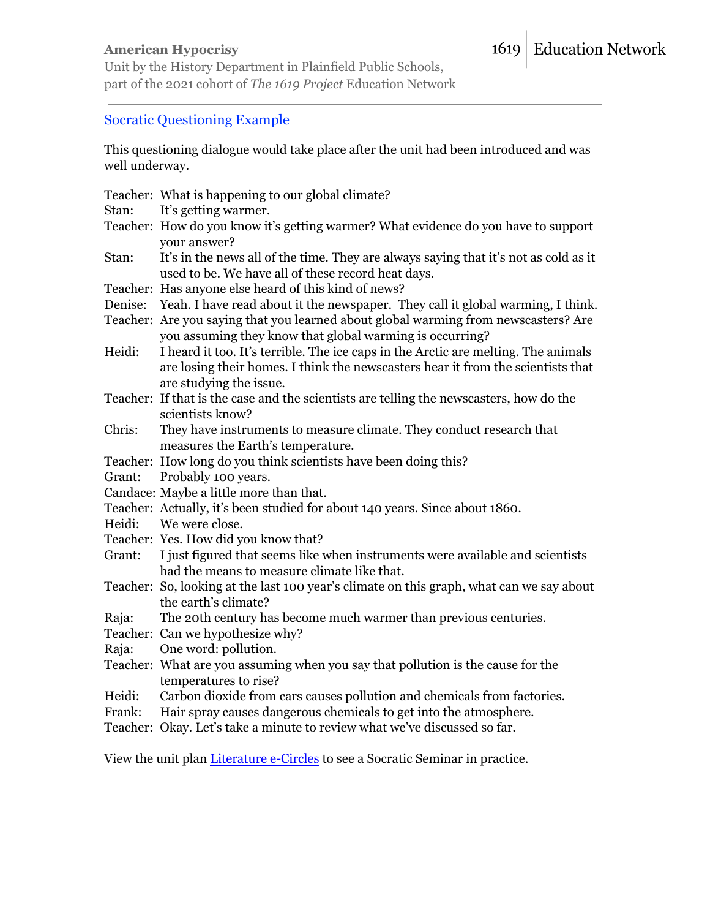American Hypocrisy
Unit by the History Department in Plainfield Public Schools, part of the 2021 cohort of *The 1619 Project* Education Network

## Socratic Questioning Example

This questioning dialogue would take place after the unit had been introduced and was well underway.

Teacher: What is happening to our global climate?
Stan: It's getting warmer.
Teacher: How do you know it's getting warmer? What evidence do you have to support your answer?
Stan: It's in the news all of the time. They are always saying that it's not as cold as it used to be. We have all of these record heat days.
Teacher: Has anyone else heard of this kind of news?
Denise: Yeah. I have read about it the newspaper. They call it global warming, I think.
Teacher: Are you saying that you learned about global warming from newscasters? Are you assuming they know that global warming is occurring?
Heidi: I heard it too. It's terrible. The ice caps in the Arctic are melting. The animals are losing their homes. I think the newscasters hear it from the scientists that are studying the issue.
Teacher: If that is the case and the scientists are telling the newscasters, how do the scientists know?
Chris: They have instruments to measure climate. They conduct research that measures the Earth's temperature.
Teacher: How long do you think scientists have been doing this?
Grant: Probably 100 years.
Candace: Maybe a little more than that.
Teacher: Actually, it's been studied for about 140 years. Since about 1860.
Heidi: We were close.
Teacher: Yes. How did you know that?
Grant: I just figured that seems like when instruments were available and scientists had the means to measure climate like that.
Teacher: So, looking at the last 100 year's climate on this graph, what can we say about the earth's climate?
Raja: The 20th century has become much warmer than previous centuries.
Teacher: Can we hypothesize why?
Raja: One word: pollution.
Teacher: What are you assuming when you say that pollution is the cause for the temperatures to rise?
Heidi: Carbon dioxide from cars causes pollution and chemicals from factories.
Frank: Hair spray causes dangerous chemicals to get into the atmosphere.
Teacher: Okay. Let's take a minute to review what we've discussed so far.

View the unit plan Literature e-Circles to see a Socratic Seminar in practice.